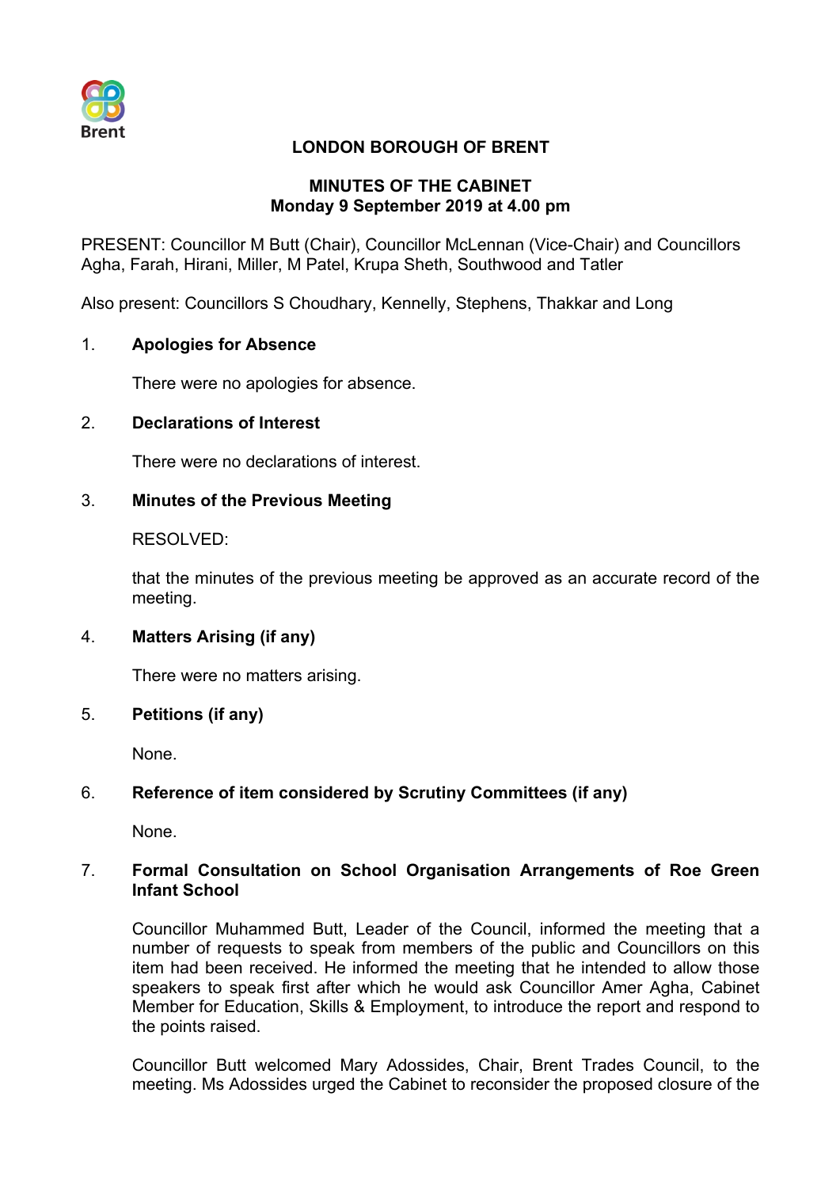**LONDON BOROUGH OF BRENT**

**MINUTES OF THE CABINET**
**Monday 9 September 2019 at 4.00 pm**

PRESENT: Councillor M Butt (Chair), Councillor McLennan (Vice-Chair) and Councillors Agha, Farah, Hirani, Miller, M Patel, Krupa Sheth, Southwood and Tatler

Also present: Councillors S Choudhary, Kennelly, Stephens, Thakkar and Long

1. **Apologies for Absence**

   There were no apologies for absence.

2. **Declarations of Interest**

   There were no declarations of interest.

3. **Minutes of the Previous Meeting**

   RESOLVED:

   that the minutes of the previous meeting be approved as an accurate record of the meeting.

4. **Matters Arising (if any)**

   There were no matters arising.

5. **Petitions (if any)**

   None.

6. **Reference of item considered by Scrutiny Committees (if any)**

   None.

7. **Formal Consultation on School Organisation Arrangements of Roe Green Infant School**

   Councillor Muhammed Butt, Leader of the Council, informed the meeting that a number of requests to speak from members of the public and Councillors on this item had been received. He informed the meeting that he intended to allow those speakers to speak first after which he would ask Councillor Amer Agha, Cabinet Member for Education, Skills & Employment, to introduce the report and respond to the points raised.

   Councillor Butt welcomed Mary Adossides, Chair, Brent Trades Council, to the meeting. Ms Adossides urged the Cabinet to reconsider the proposed closure of the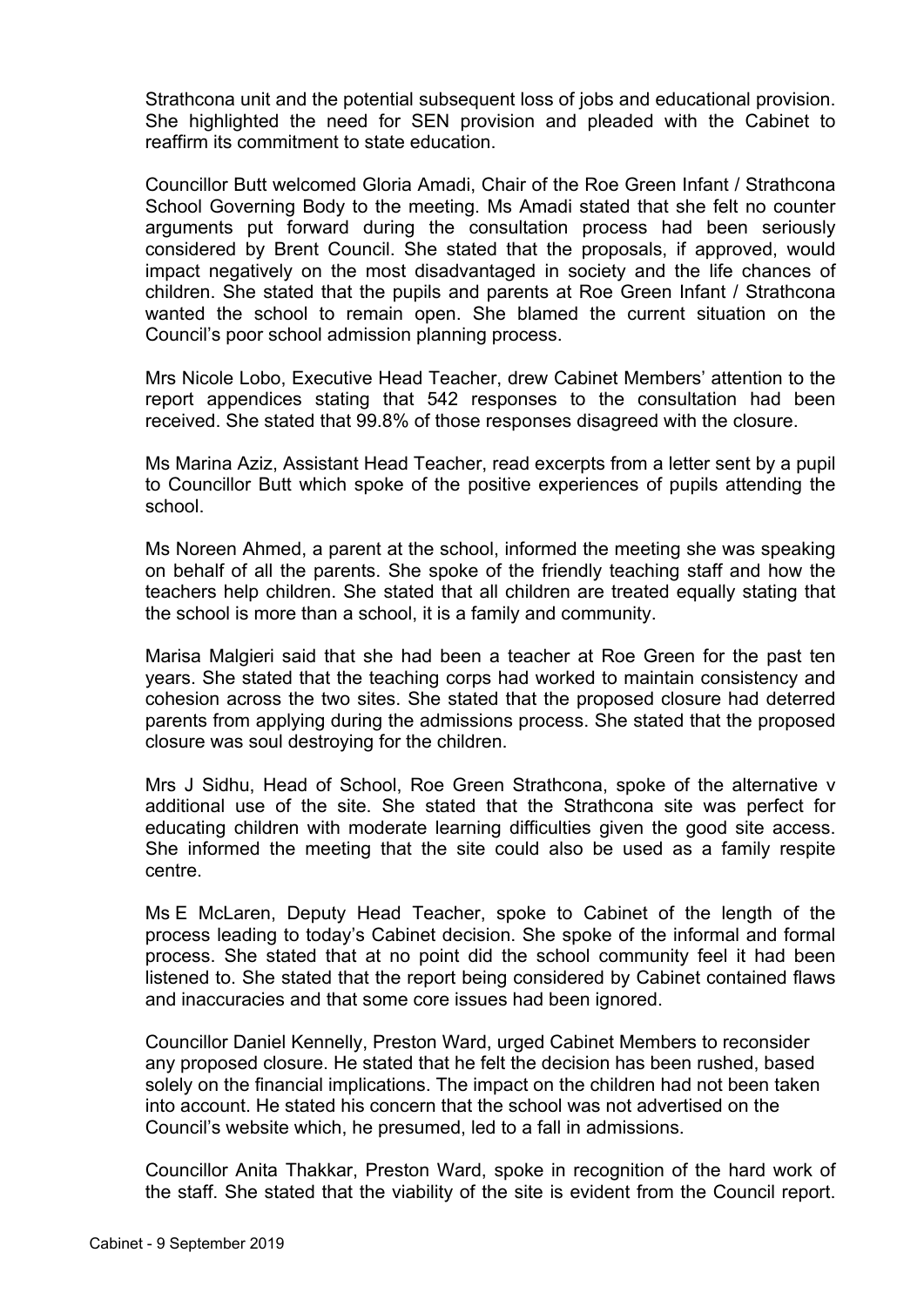Strathcona unit and the potential subsequent loss of jobs and educational provision. She highlighted the need for SEN provision and pleaded with the Cabinet to reaffirm its commitment to state education.

Councillor Butt welcomed Gloria Amadi, Chair of the Roe Green Infant / Strathcona School Governing Body to the meeting. Ms Amadi stated that she felt no counter arguments put forward during the consultation process had been seriously considered by Brent Council. She stated that the proposals, if approved, would impact negatively on the most disadvantaged in society and the life chances of children. She stated that the pupils and parents at Roe Green Infant / Strathcona wanted the school to remain open. She blamed the current situation on the Council's poor school admission planning process.

Mrs Nicole Lobo, Executive Head Teacher, drew Cabinet Members' attention to the report appendices stating that 542 responses to the consultation had been received. She stated that 99.8% of those responses disagreed with the closure.

Ms Marina Aziz, Assistant Head Teacher, read excerpts from a letter sent by a pupil to Councillor Butt which spoke of the positive experiences of pupils attending the school.

Ms Noreen Ahmed, a parent at the school, informed the meeting she was speaking on behalf of all the parents. She spoke of the friendly teaching staff and how the teachers help children. She stated that all children are treated equally stating that the school is more than a school, it is a family and community.

Marisa Malgieri said that she had been a teacher at Roe Green for the past ten years. She stated that the teaching corps had worked to maintain consistency and cohesion across the two sites. She stated that the proposed closure had deterred parents from applying during the admissions process. She stated that the proposed closure was soul destroying for the children.

Mrs J Sidhu, Head of School, Roe Green Strathcona, spoke of the alternative v additional use of the site. She stated that the Strathcona site was perfect for educating children with moderate learning difficulties given the good site access. She informed the meeting that the site could also be used as a family respite centre.

Ms E McLaren, Deputy Head Teacher, spoke to Cabinet of the length of the process leading to today's Cabinet decision. She spoke of the informal and formal process. She stated that at no point did the school community feel it had been listened to. She stated that the report being considered by Cabinet contained flaws and inaccuracies and that some core issues had been ignored.

Councillor Daniel Kennelly, Preston Ward, urged Cabinet Members to reconsider any proposed closure. He stated that he felt the decision has been rushed, based solely on the financial implications. The impact on the children had not been taken into account. He stated his concern that the school was not advertised on the Council's website which, he presumed, led to a fall in admissions.

Councillor Anita Thakkar, Preston Ward, spoke in recognition of the hard work of the staff. She stated that the viability of the site is evident from the Council report.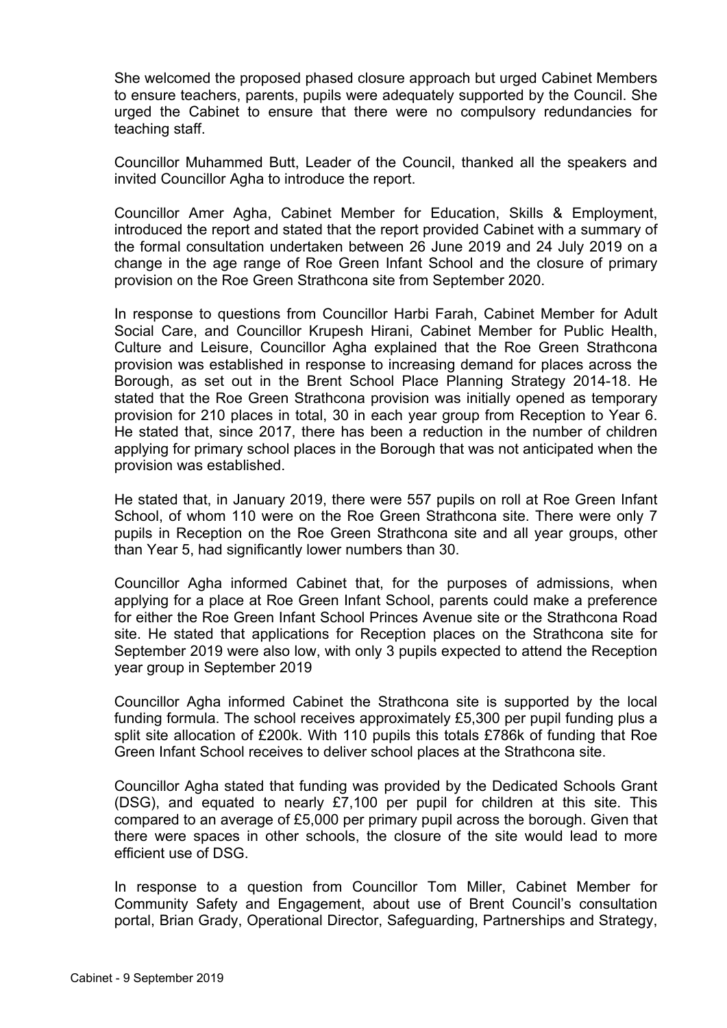She welcomed the proposed phased closure approach but urged Cabinet Members to ensure teachers, parents, pupils were adequately supported by the Council. She urged the Cabinet to ensure that there were no compulsory redundancies for teaching staff.

Councillor Muhammed Butt, Leader of the Council, thanked all the speakers and invited Councillor Agha to introduce the report.

Councillor Amer Agha, Cabinet Member for Education, Skills & Employment, introduced the report and stated that the report provided Cabinet with a summary of the formal consultation undertaken between 26 June 2019 and 24 July 2019 on a change in the age range of Roe Green Infant School and the closure of primary provision on the Roe Green Strathcona site from September 2020.

In response to questions from Councillor Harbi Farah, Cabinet Member for Adult Social Care, and Councillor Krupesh Hirani, Cabinet Member for Public Health, Culture and Leisure, Councillor Agha explained that the Roe Green Strathcona provision was established in response to increasing demand for places across the Borough, as set out in the Brent School Place Planning Strategy 2014-18. He stated that the Roe Green Strathcona provision was initially opened as temporary provision for 210 places in total, 30 in each year group from Reception to Year 6. He stated that, since 2017, there has been a reduction in the number of children applying for primary school places in the Borough that was not anticipated when the provision was established.

He stated that, in January 2019, there were 557 pupils on roll at Roe Green Infant School, of whom 110 were on the Roe Green Strathcona site. There were only 7 pupils in Reception on the Roe Green Strathcona site and all year groups, other than Year 5, had significantly lower numbers than 30.

Councillor Agha informed Cabinet that, for the purposes of admissions, when applying for a place at Roe Green Infant School, parents could make a preference for either the Roe Green Infant School Princes Avenue site or the Strathcona Road site. He stated that applications for Reception places on the Strathcona site for September 2019 were also low, with only 3 pupils expected to attend the Reception year group in September 2019

Councillor Agha informed Cabinet the Strathcona site is supported by the local funding formula. The school receives approximately £5,300 per pupil funding plus a split site allocation of £200k. With 110 pupils this totals £786k of funding that Roe Green Infant School receives to deliver school places at the Strathcona site.

Councillor Agha stated that funding was provided by the Dedicated Schools Grant (DSG), and equated to nearly £7,100 per pupil for children at this site. This compared to an average of £5,000 per primary pupil across the borough. Given that there were spaces in other schools, the closure of the site would lead to more efficient use of DSG.

In response to a question from Councillor Tom Miller, Cabinet Member for Community Safety and Engagement, about use of Brent Council's consultation portal, Brian Grady, Operational Director, Safeguarding, Partnerships and Strategy,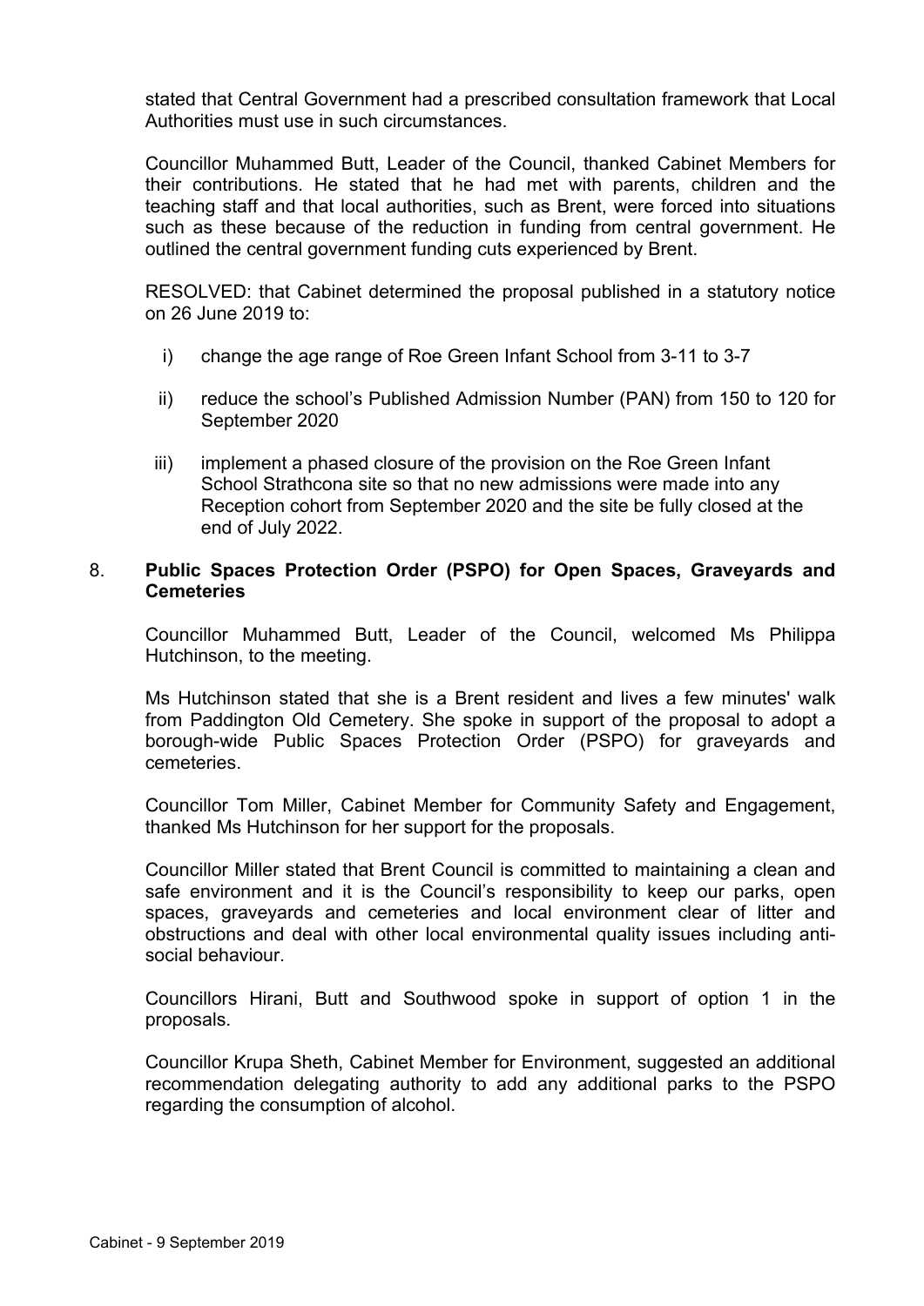stated that Central Government had a prescribed consultation framework that Local Authorities must use in such circumstances.

Councillor Muhammed Butt, Leader of the Council, thanked Cabinet Members for their contributions. He stated that he had met with parents, children and the teaching staff and that local authorities, such as Brent, were forced into situations such as these because of the reduction in funding from central government. He outlined the central government funding cuts experienced by Brent.

RESOLVED: that Cabinet determined the proposal published in a statutory notice on 26 June 2019 to:

i) change the age range of Roe Green Infant School from 3-11 to 3-7

ii) reduce the school's Published Admission Number (PAN) from 150 to 120 for September 2020

iii) implement a phased closure of the provision on the Roe Green Infant School Strathcona site so that no new admissions were made into any Reception cohort from September 2020 and the site be fully closed at the end of July 2022.

## 8. Public Spaces Protection Order (PSPO) for Open Spaces, Graveyards and Cemeteries

Councillor Muhammed Butt, Leader of the Council, welcomed Ms Philippa Hutchinson, to the meeting.

Ms Hutchinson stated that she is a Brent resident and lives a few minutes' walk from Paddington Old Cemetery. She spoke in support of the proposal to adopt a borough-wide Public Spaces Protection Order (PSPO) for graveyards and cemeteries.

Councillor Tom Miller, Cabinet Member for Community Safety and Engagement, thanked Ms Hutchinson for her support for the proposals.

Councillor Miller stated that Brent Council is committed to maintaining a clean and safe environment and it is the Council's responsibility to keep our parks, open spaces, graveyards and cemeteries and local environment clear of litter and obstructions and deal with other local environmental quality issues including anti-social behaviour.

Councillors Hirani, Butt and Southwood spoke in support of option 1 in the proposals.

Councillor Krupa Sheth, Cabinet Member for Environment, suggested an additional recommendation delegating authority to add any additional parks to the PSPO regarding the consumption of alcohol.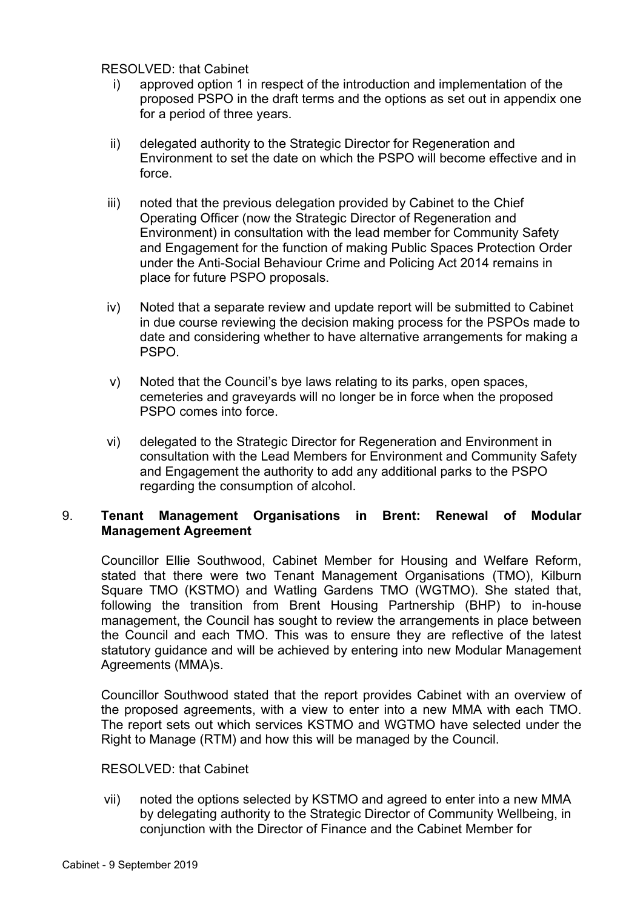RESOLVED: that Cabinet

i) approved option 1 in respect of the introduction and implementation of the proposed PSPO in the draft terms and the options as set out in appendix one for a period of three years.

ii) delegated authority to the Strategic Director for Regeneration and Environment to set the date on which the PSPO will become effective and in force.

iii) noted that the previous delegation provided by Cabinet to the Chief Operating Officer (now the Strategic Director of Regeneration and Environment) in consultation with the lead member for Community Safety and Engagement for the function of making Public Spaces Protection Order under the Anti-Social Behaviour Crime and Policing Act 2014 remains in place for future PSPO proposals.

iv) Noted that a separate review and update report will be submitted to Cabinet in due course reviewing the decision making process for the PSPOs made to date and considering whether to have alternative arrangements for making a PSPO.

v) Noted that the Council's bye laws relating to its parks, open spaces, cemeteries and graveyards will no longer be in force when the proposed PSPO comes into force.

vi) delegated to the Strategic Director for Regeneration and Environment in consultation with the Lead Members for Environment and Community Safety and Engagement the authority to add any additional parks to the PSPO regarding the consumption of alcohol.

## 9. Tenant Management Organisations in Brent: Renewal of Modular Management Agreement

Councillor Ellie Southwood, Cabinet Member for Housing and Welfare Reform, stated that there were two Tenant Management Organisations (TMO), Kilburn Square TMO (KSTMO) and Watling Gardens TMO (WGTMO). She stated that, following the transition from Brent Housing Partnership (BHP) to in-house management, the Council has sought to review the arrangements in place between the Council and each TMO. This was to ensure they are reflective of the latest statutory guidance and will be achieved by entering into new Modular Management Agreements (MMA)s.

Councillor Southwood stated that the report provides Cabinet with an overview of the proposed agreements, with a view to enter into a new MMA with each TMO. The report sets out which services KSTMO and WGTMO have selected under the Right to Manage (RTM) and how this will be managed by the Council.

RESOLVED: that Cabinet

vii) noted the options selected by KSTMO and agreed to enter into a new MMA by delegating authority to the Strategic Director of Community Wellbeing, in conjunction with the Director of Finance and the Cabinet Member for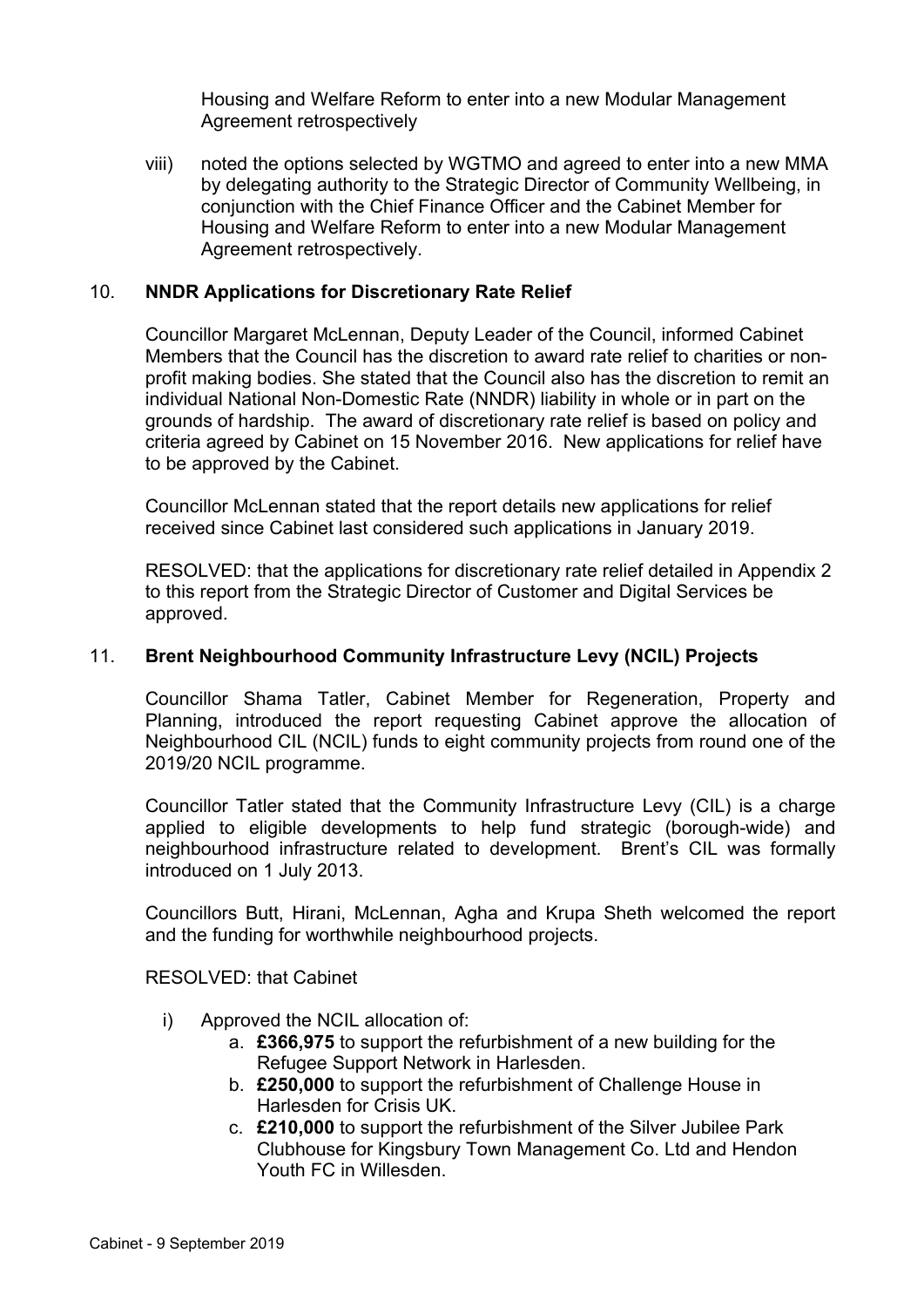Housing and Welfare Reform to enter into a new Modular Management Agreement retrospectively

viii) noted the options selected by WGTMO and agreed to enter into a new MMA by delegating authority to the Strategic Director of Community Wellbeing, in conjunction with the Chief Finance Officer and the Cabinet Member for Housing and Welfare Reform to enter into a new Modular Management Agreement retrospectively.

## 10. NNDR Applications for Discretionary Rate Relief

Councillor Margaret McLennan, Deputy Leader of the Council, informed Cabinet Members that the Council has the discretion to award rate relief to charities or non-profit making bodies. She stated that the Council also has the discretion to remit an individual National Non-Domestic Rate (NNDR) liability in whole or in part on the grounds of hardship. The award of discretionary rate relief is based on policy and criteria agreed by Cabinet on 15 November 2016. New applications for relief have to be approved by the Cabinet.

Councillor McLennan stated that the report details new applications for relief received since Cabinet last considered such applications in January 2019.

RESOLVED: that the applications for discretionary rate relief detailed in Appendix 2 to this report from the Strategic Director of Customer and Digital Services be approved.

## 11. Brent Neighbourhood Community Infrastructure Levy (NCIL) Projects

Councillor Shama Tatler, Cabinet Member for Regeneration, Property and Planning, introduced the report requesting Cabinet approve the allocation of Neighbourhood CIL (NCIL) funds to eight community projects from round one of the 2019/20 NCIL programme.

Councillor Tatler stated that the Community Infrastructure Levy (CIL) is a charge applied to eligible developments to help fund strategic (borough-wide) and neighbourhood infrastructure related to development. Brent's CIL was formally introduced on 1 July 2013.

Councillors Butt, Hirani, McLennan, Agha and Krupa Sheth welcomed the report and the funding for worthwhile neighbourhood projects.

RESOLVED: that Cabinet

i) Approved the NCIL allocation of:
   a. **£366,975** to support the refurbishment of a new building for the Refugee Support Network in Harlesden.
   b. **£250,000** to support the refurbishment of Challenge House in Harlesden for Crisis UK.
   c. **£210,000** to support the refurbishment of the Silver Jubilee Park Clubhouse for Kingsbury Town Management Co. Ltd and Hendon Youth FC in Willesden.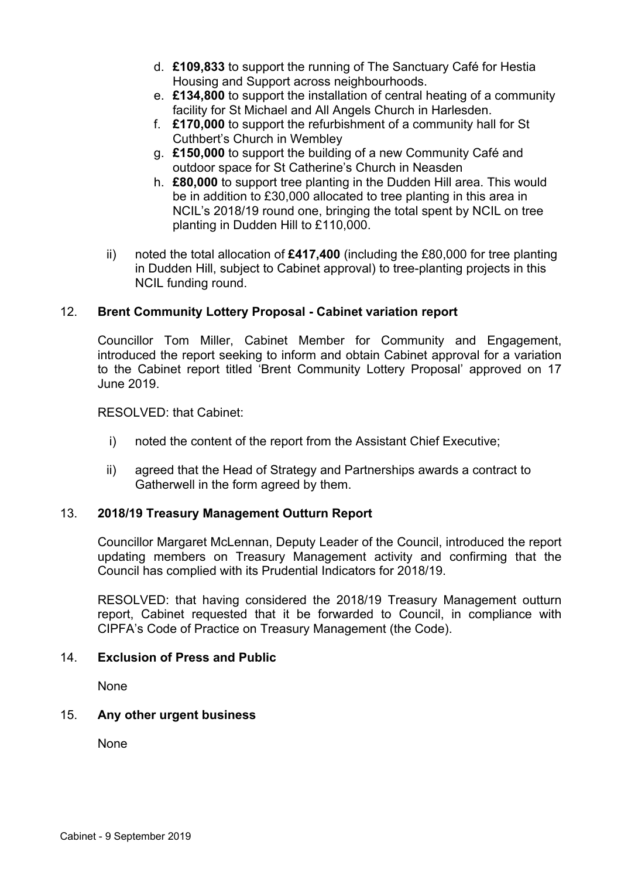d. **£109,833** to support the running of The Sanctuary Café for Hestia Housing and Support across neighbourhoods.
e. **£134,800** to support the installation of central heating of a community facility for St Michael and All Angels Church in Harlesden.
f. **£170,000** to support the refurbishment of a community hall for St Cuthbert's Church in Wembley
g. **£150,000** to support the building of a new Community Café and outdoor space for St Catherine's Church in Neasden
h. **£80,000** to support tree planting in the Dudden Hill area. This would be in addition to £30,000 allocated to tree planting in this area in NCIL's 2018/19 round one, bringing the total spent by NCIL on tree planting in Dudden Hill to £110,000.

ii) noted the total allocation of **£417,400** (including the £80,000 for tree planting in Dudden Hill, subject to Cabinet approval) to tree-planting projects in this NCIL funding round.

## 12. Brent Community Lottery Proposal - Cabinet variation report

Councillor Tom Miller, Cabinet Member for Community and Engagement, introduced the report seeking to inform and obtain Cabinet approval for a variation to the Cabinet report titled 'Brent Community Lottery Proposal' approved on 17 June 2019.

RESOLVED: that Cabinet:

i) noted the content of the report from the Assistant Chief Executive;

ii) agreed that the Head of Strategy and Partnerships awards a contract to Gatherwell in the form agreed by them.

## 13. 2018/19 Treasury Management Outturn Report

Councillor Margaret McLennan, Deputy Leader of the Council, introduced the report updating members on Treasury Management activity and confirming that the Council has complied with its Prudential Indicators for 2018/19.

RESOLVED: that having considered the 2018/19 Treasury Management outturn report, Cabinet requested that it be forwarded to Council, in compliance with CIPFA's Code of Practice on Treasury Management (the Code).

## 14. Exclusion of Press and Public

None

## 15. Any other urgent business

None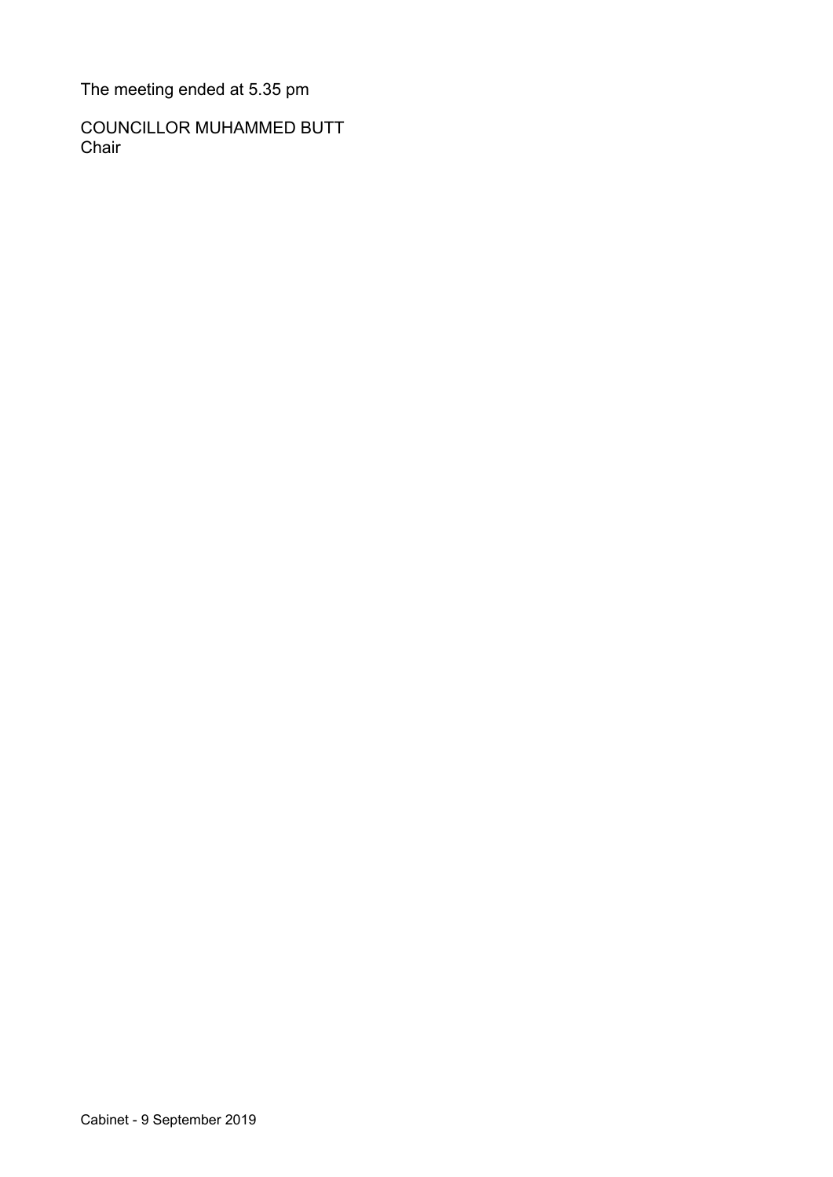The meeting ended at 5.35 pm

COUNCILLOR MUHAMMED BUTT
Chair